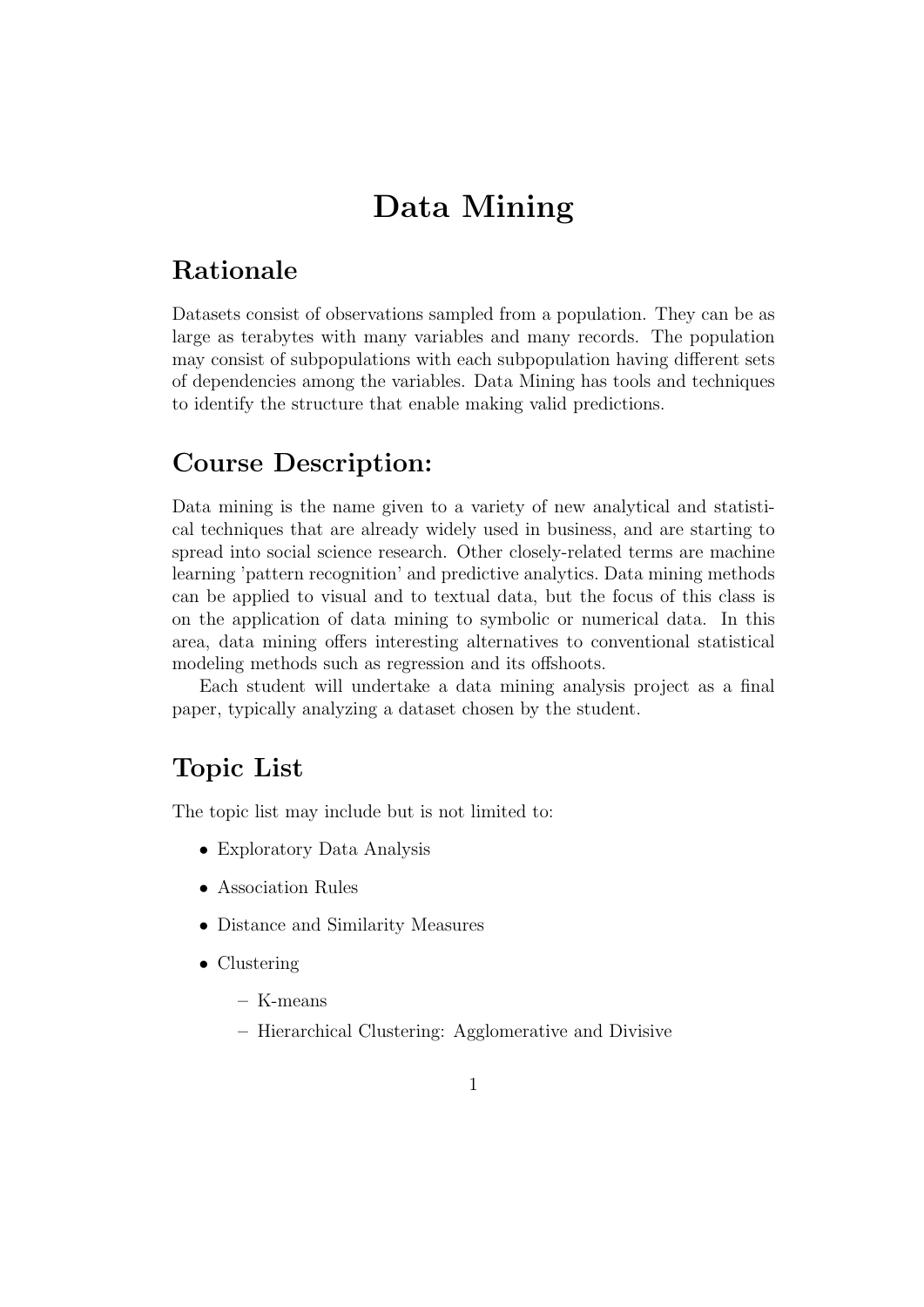# Data Mining

## Rationale

Datasets consist of observations sampled from a population. They can be as large as terabytes with many variables and many records. The population may consist of subpopulations with each subpopulation having different sets of dependencies among the variables. Data Mining has tools and techniques to identify the structure that enable making valid predictions.

## Course Description:

Data mining is the name given to a variety of new analytical and statistical techniques that are already widely used in business, and are starting to spread into social science research. Other closely-related terms are machine learning 'pattern recognition' and predictive analytics. Data mining methods can be applied to visual and to textual data, but the focus of this class is on the application of data mining to symbolic or numerical data. In this area, data mining offers interesting alternatives to conventional statistical modeling methods such as regression and its offshoots.

Each student will undertake a data mining analysis project as a final paper, typically analyzing a dataset chosen by the student.

## Topic List

The topic list may include but is not limited to:

- Exploratory Data Analysis
- Association Rules
- Distance and Similarity Measures
- Clustering
  - K-means
  - Hierarchical Clustering: Agglomerative and Divisive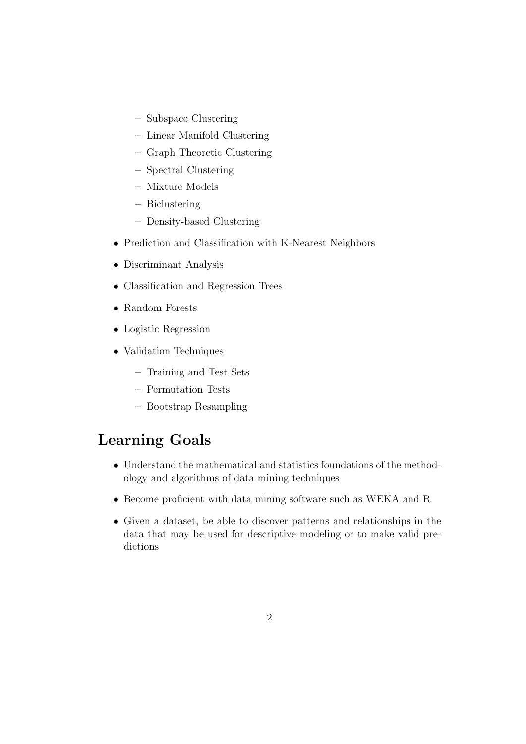- Subspace Clustering
  - Linear Manifold Clustering
  - Graph Theoretic Clustering
  - Spectral Clustering
  - Mixture Models
  - Biclustering
  - Density-based Clustering
- Prediction and Classification with K-Nearest Neighbors
- Discriminant Analysis
- Classification and Regression Trees
- Random Forests
- Logistic Regression
- Validation Techniques
  - Training and Test Sets
  - Permutation Tests
  - Bootstrap Resampling

## Learning Goals

- Understand the mathematical and statistics foundations of the methodology and algorithms of data mining techniques
- Become proficient with data mining software such as WEKA and R
- Given a dataset, be able to discover patterns and relationships in the data that may be used for descriptive modeling or to make valid predictions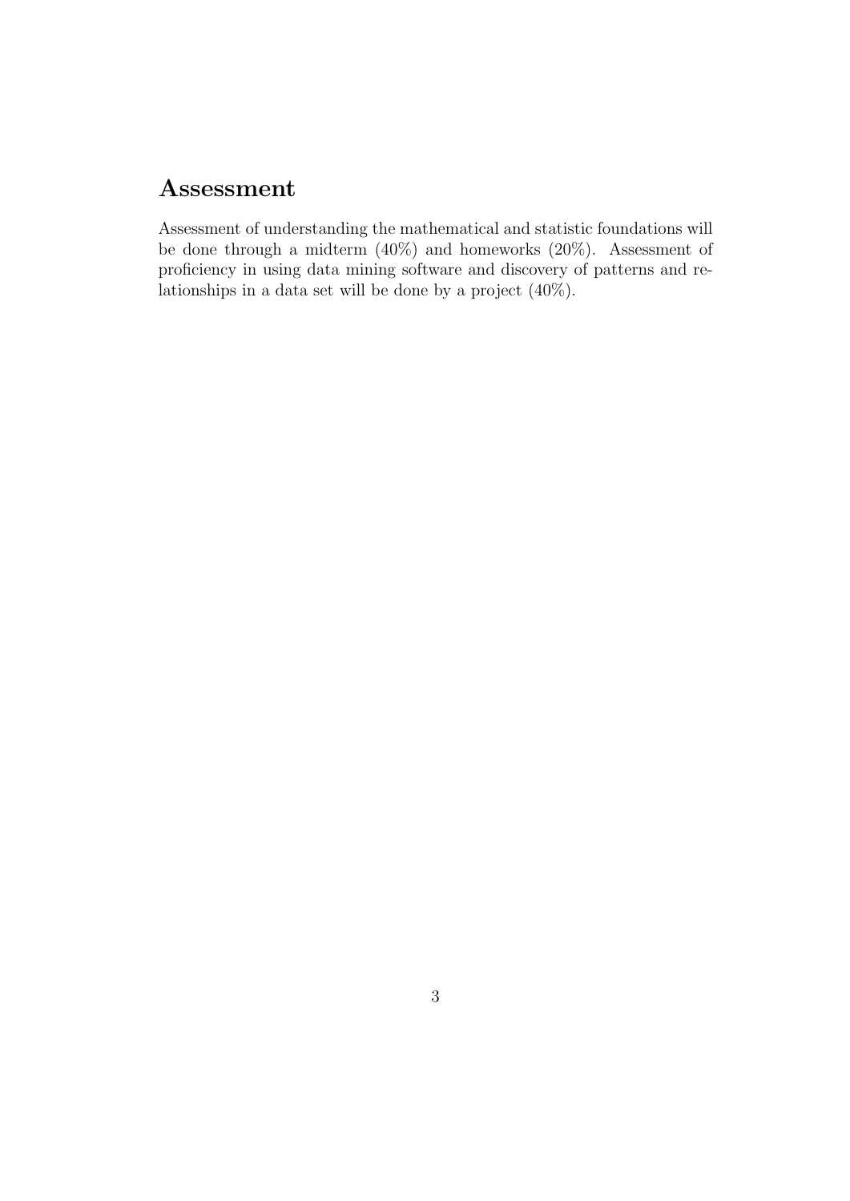## Assessment

Assessment of understanding the mathematical and statistic foundations will be done through a midterm (40%) and homeworks (20%). Assessment of proficiency in using data mining software and discovery of patterns and relationships in a data set will be done by a project (40%).